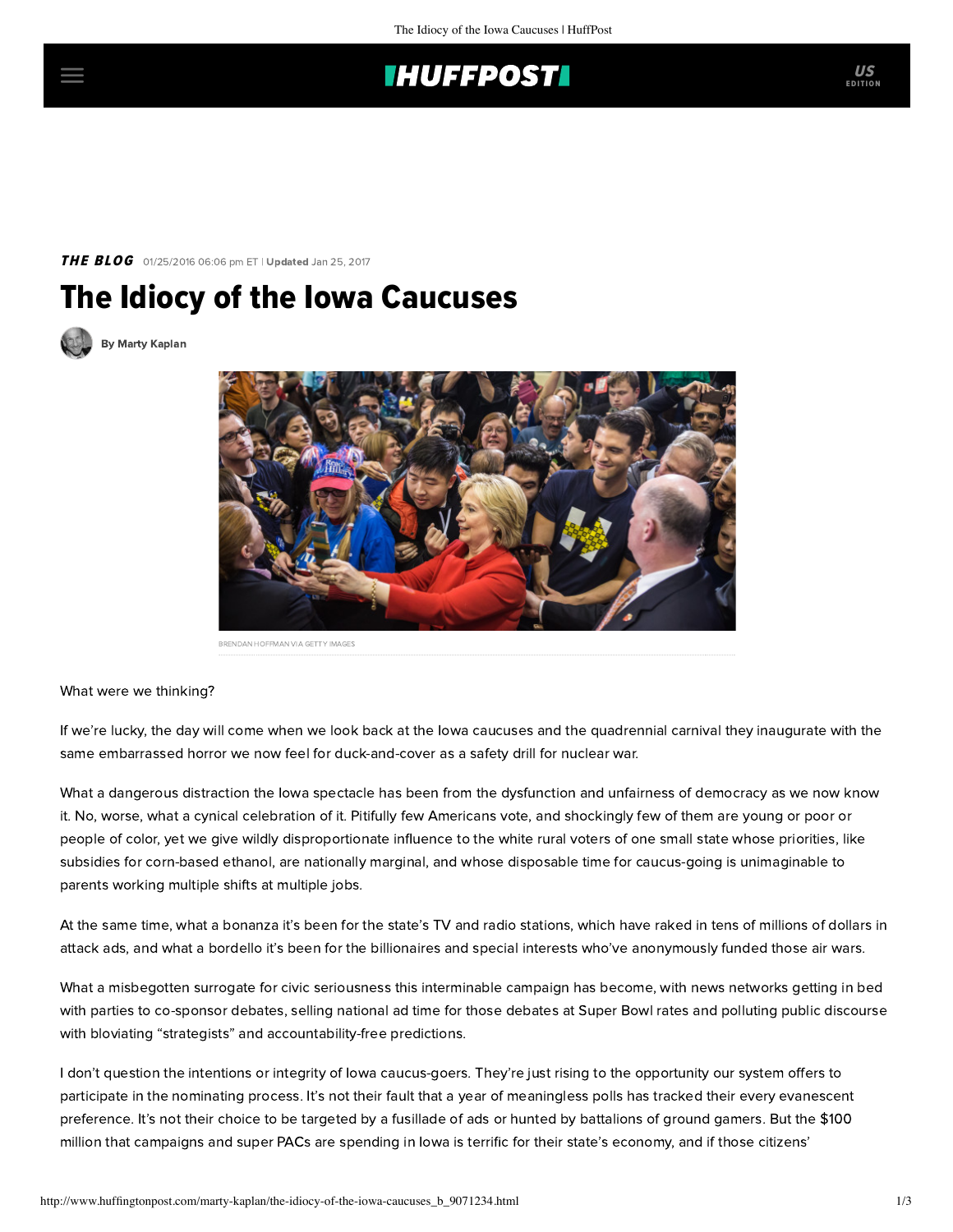**THE BLOG** 01/25/2016 06:06 pm ET | **Updated** Jan 25, 2017

# The Idiocy of the Iowa Caucuses

**By Marty Kaplan**

BRENDAN HOFFMAN VIA GETTY IMAGES

What were we thinking?

If we're lucky, the day will come when we look back at the Iowa caucuses and the quadrennial carnival they inaugurate with the same embarrassed horror we now feel for duck-and-cover as a safety drill for nuclear war.

What a dangerous distraction the Iowa spectacle has been from the dysfunction and unfairness of democracy as we now know it. No, worse, what a cynical celebration of it. Pitifully few Americans vote, and shockingly few of them are young or poor or people of color, yet we give wildly disproportionate influence to the white rural voters of one small state whose priorities, like subsidies for corn-based ethanol, are nationally marginal, and whose disposable time for caucus-going is unimaginable to parents working multiple shifts at multiple jobs.

At the same time, what a bonanza it's been for the state's TV and radio stations, which have raked in tens of millions of dollars in attack ads, and what a bordello it's been for the billionaires and special interests who've anonymously funded those air wars.

What a misbegotten surrogate for civic seriousness this interminable campaign has become, with news networks getting in bed with parties to co-sponsor debates, selling national ad time for those debates at Super Bowl rates and polluting public discourse with bloviating "strategists" and accountability-free predictions.

I don't question the intentions or integrity of Iowa caucus-goers. They're just rising to the opportunity our system offers to participate in the nominating process. It's not their fault that a year of meaningless polls has tracked their every evanescent preference. It's not their choice to be targeted by a fusillade of ads or hunted by battalions of ground gamers. But the $100 million that campaigns and super PACs are spending in Iowa is terrific for their state's economy, and if those citizens'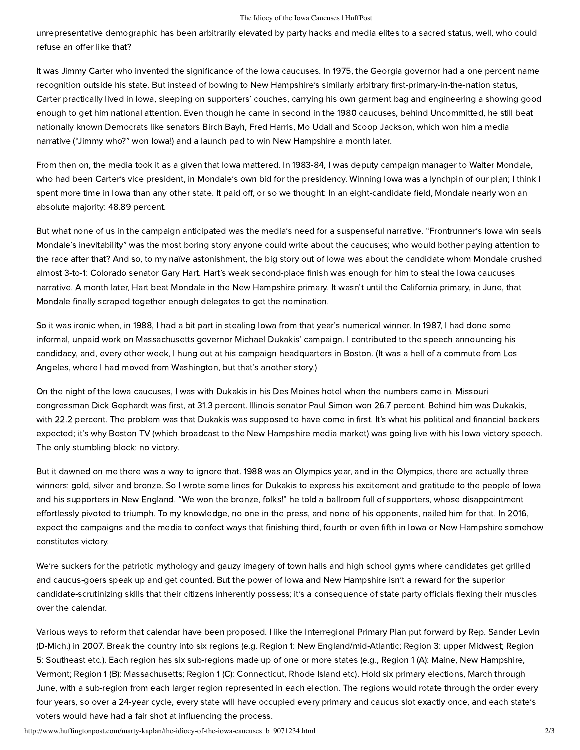unrepresentative demographic has been arbitrarily elevated by party hacks and media elites to a sacred status, well, who could refuse an offer like that?

It was Jimmy Carter who invented the significance of the Iowa caucuses. In 1975, the Georgia governor had a one percent name recognition outside his state. But instead of bowing to New Hampshire's similarly arbitrary first-primary-in-the-nation status, Carter practically lived in Iowa, sleeping on supporters' couches, carrying his own garment bag and engineering a showing good enough to get him national attention. Even though he came in second in the 1980 caucuses, behind Uncommitted, he still beat nationally known Democrats like senators Birch Bayh, Fred Harris, Mo Udall and Scoop Jackson, which won him a media narrative ("Jimmy who?" won Iowa!) and a launch pad to win New Hampshire a month later.

From then on, the media took it as a given that Iowa mattered. In 1983-84, I was deputy campaign manager to Walter Mondale, who had been Carter's vice president, in Mondale's own bid for the presidency. Winning Iowa was a lynchpin of our plan; I think I spent more time in Iowa than any other state. It paid off, or so we thought: In an eight-candidate field, Mondale nearly won an absolute majority: 48.89 percent.

But what none of us in the campaign anticipated was the media's need for a suspenseful narrative. "Frontrunner's Iowa win seals Mondale's inevitability" was the most boring story anyone could write about the caucuses; who would bother paying attention to the race after that? And so, to my naïve astonishment, the big story out of Iowa was about the candidate whom Mondale crushed almost 3-to-1: Colorado senator Gary Hart. Hart's weak second-place finish was enough for him to steal the Iowa caucuses narrative. A month later, Hart beat Mondale in the New Hampshire primary. It wasn't until the California primary, in June, that Mondale finally scraped together enough delegates to get the nomination.

So it was ironic when, in 1988, I had a bit part in stealing Iowa from that year's numerical winner. In 1987, I had done some informal, unpaid work on Massachusetts governor Michael Dukakis' campaign. I contributed to the speech announcing his candidacy, and, every other week, I hung out at his campaign headquarters in Boston. (It was a hell of a commute from Los Angeles, where I had moved from Washington, but that's another story.)

On the night of the Iowa caucuses, I was with Dukakis in his Des Moines hotel when the numbers came in. Missouri congressman Dick Gephardt was first, at 31.3 percent. Illinois senator Paul Simon won 26.7 percent. Behind him was Dukakis, with 22.2 percent. The problem was that Dukakis was supposed to have come in first. It's what his political and financial backers expected; it's why Boston TV (which broadcast to the New Hampshire media market) was going live with his Iowa victory speech. The only stumbling block: no victory.

But it dawned on me there was a way to ignore that. 1988 was an Olympics year, and in the Olympics, there are actually three winners: gold, silver and bronze. So I wrote some lines for Dukakis to express his excitement and gratitude to the people of Iowa and his supporters in New England. "We won the bronze, folks!" he told a ballroom full of supporters, whose disappointment effortlessly pivoted to triumph. To my knowledge, no one in the press, and none of his opponents, nailed him for that. In 2016, expect the campaigns and the media to confect ways that finishing third, fourth or even fifth in Iowa or New Hampshire somehow constitutes victory.

We're suckers for the patriotic mythology and gauzy imagery of town halls and high school gyms where candidates get grilled and caucus-goers speak up and get counted. But the power of Iowa and New Hampshire isn't a reward for the superior candidate-scrutinizing skills that their citizens inherently possess; it's a consequence of state party officials flexing their muscles over the calendar.

Various ways to reform that calendar have been proposed. I like the Interregional Primary Plan put forward by Rep. Sander Levin (D-Mich.) in 2007. Break the country into six regions (e.g. Region 1: New England/mid-Atlantic; Region 3: upper Midwest; Region 5: Southeast etc.). Each region has six sub-regions made up of one or more states (e.g., Region 1 (A): Maine, New Hampshire, Vermont; Region 1 (B): Massachusetts; Region 1 (C): Connecticut, Rhode Island etc). Hold six primary elections, March through June, with a sub-region from each larger region represented in each election. The regions would rotate through the order every four years, so over a 24-year cycle, every state will have occupied every primary and caucus slot exactly once, and each state's voters would have had a fair shot at influencing the process.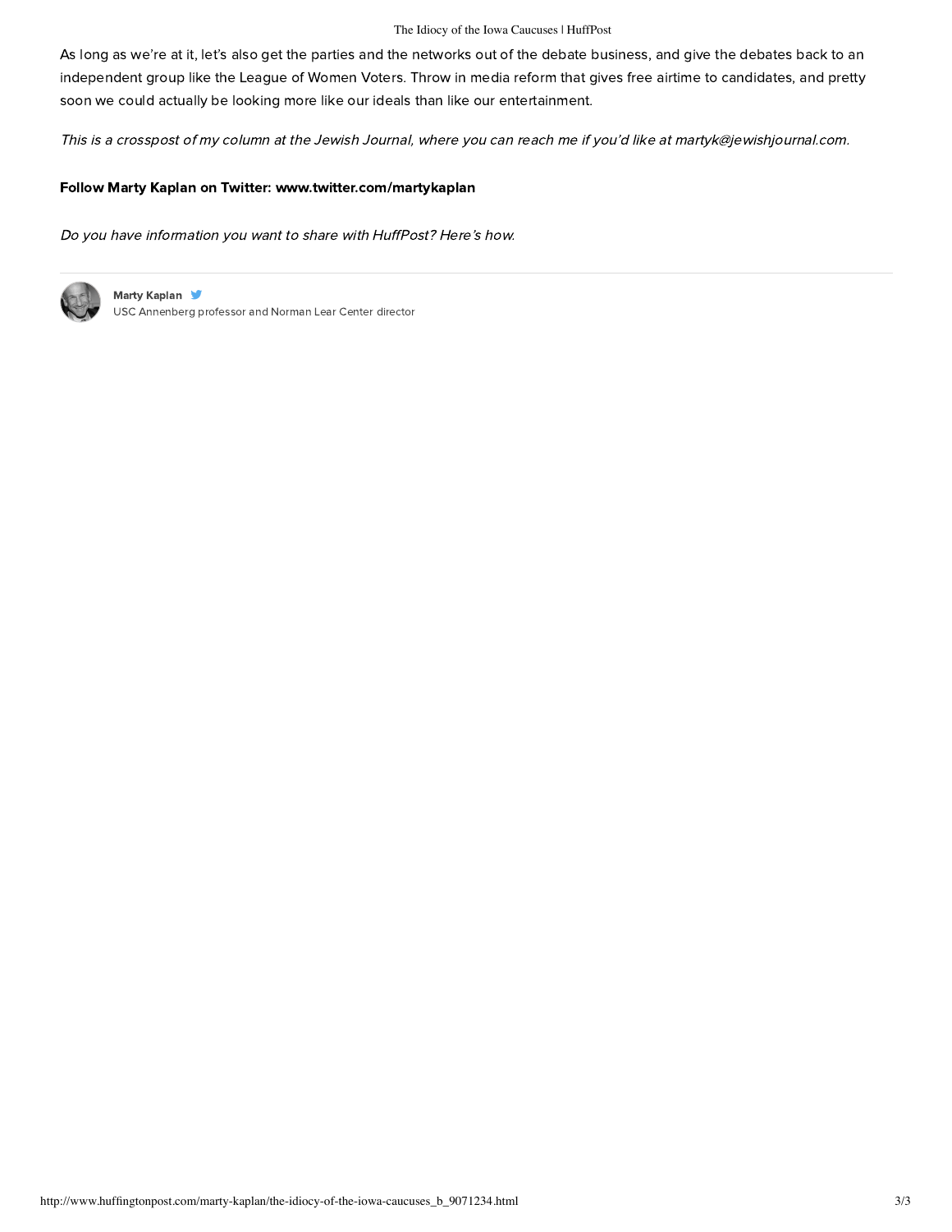As long as we're at it, let's also get the parties and the networks out of the debate business, and give the debates back to an independent group like the League of Women Voters. Throw in media reform that gives free airtime to candidates, and pretty soon we could actually be looking more like our ideals than like our entertainment.

*This is a crosspost of my column at the Jewish Journal, where you can reach me if you'd like at martyk@jewishjournal.com.*

**Follow Marty Kaplan on Twitter: www.twitter.com/martykaplan**

*Do you have information you want to share with HuffPost? Here's how.*

---

**Marty Kaplan**
USC Annenberg professor and Norman Lear Center director